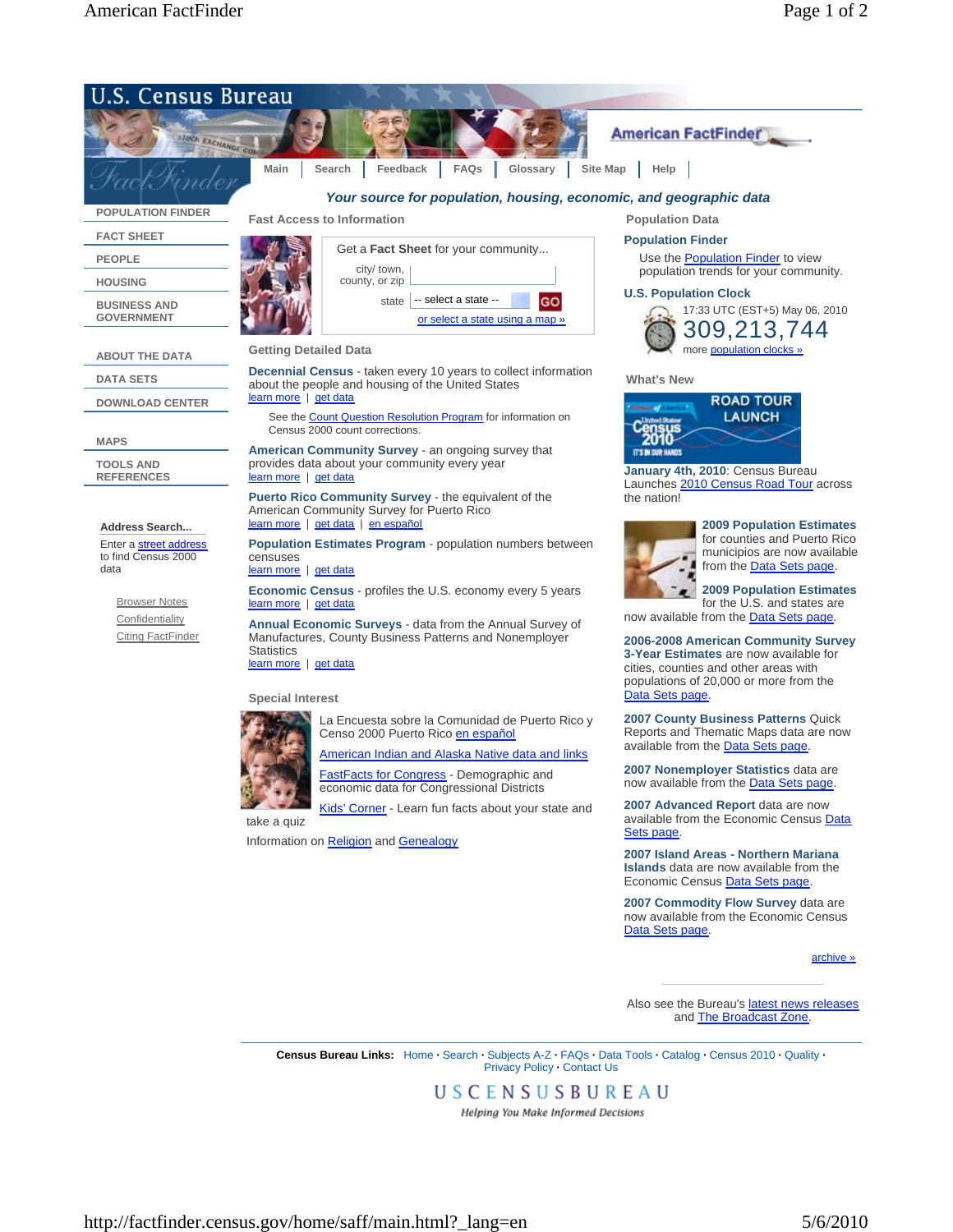# U.S. Census Bureau

American FactFinder

Main | Search | Feedback | FAQs | Glossary | Site Map | Help

*Your source for population, housing, economic, and geographic data*

- POPULATION FINDER
- FACT SHEET
- PEOPLE
- HOUSING
- BUSINESS AND GOVERNMENT
- ABOUT THE DATA
- DATA SETS
- DOWNLOAD CENTER
- MAPS
- TOOLS AND REFERENCES

**Address Search...**

Enter a street address to find Census 2000 data

Browser Notes

Confidentiality

Citing FactFinder

## Fast Access to Information

Get a **Fact Sheet** for your community...

city/ town, county, or zip

state -- select a state -- GO

or select a state using a map »

## Getting Detailed Data

**Decennial Census** - taken every 10 years to collect information about the people and housing of the United States
learn more | get data

See the Count Question Resolution Program for information on Census 2000 count corrections.

**American Community Survey** - an ongoing survey that provides data about your community every year
learn more | get data

**Puerto Rico Community Survey** - the equivalent of the American Community Survey for Puerto Rico
learn more | get data | en español

**Population Estimates Program** - population numbers between censuses
learn more | get data

**Economic Census** - profiles the U.S. economy every 5 years
learn more | get data

**Annual Economic Surveys** - data from the Annual Survey of Manufactures, County Business Patterns and Nonemployer Statistics
learn more | get data

## Special Interest

La Encuesta sobre la Comunidad de Puerto Rico y Censo 2000 Puerto Rico en español

American Indian and Alaska Native data and links

FastFacts for Congress - Demographic and economic data for Congressional Districts

Kids' Corner - Learn fun facts about your state and take a quiz

Information on Religion and Genealogy

## Population Data

**Population Finder**

Use the Population Finder to view population trends for your community.

**U.S. Population Clock**

17:33 UTC (EST+5) May 06, 2010

309,213,744

more population clocks »

## What's New

ROAD TOUR LAUNCH

**January 4th, 2010**: Census Bureau Launches 2010 Census Road Tour across the nation!

**2009 Population Estimates** for counties and Puerto Rico municipios are now available from the Data Sets page.

**2009 Population Estimates** for the U.S. and states are now available from the Data Sets page.

**2006-2008 American Community Survey 3-Year Estimates** are now available for cities, counties and other areas with populations of 20,000 or more from the Data Sets page.

**2007 County Business Patterns** Quick Reports and Thematic Maps data are now available from the Data Sets page.

**2007 Nonemployer Statistics** data are now available from the Data Sets page.

**2007 Advanced Report** data are now available from the Economic Census Data Sets page.

**2007 Island Areas - Northern Mariana Islands** data are now available from the Economic Census Data Sets page.

**2007 Commodity Flow Survey** data are now available from the Economic Census Data Sets page.

archive »

Also see the Bureau's latest news releases and The Broadcast Zone.

**Census Bureau Links:** Home · Search · Subjects A-Z · FAQs · Data Tools · Catalog · Census 2010 · Quality · Privacy Policy · Contact Us

USCENSUSBUREAU

*Helping You Make Informed Decisions*